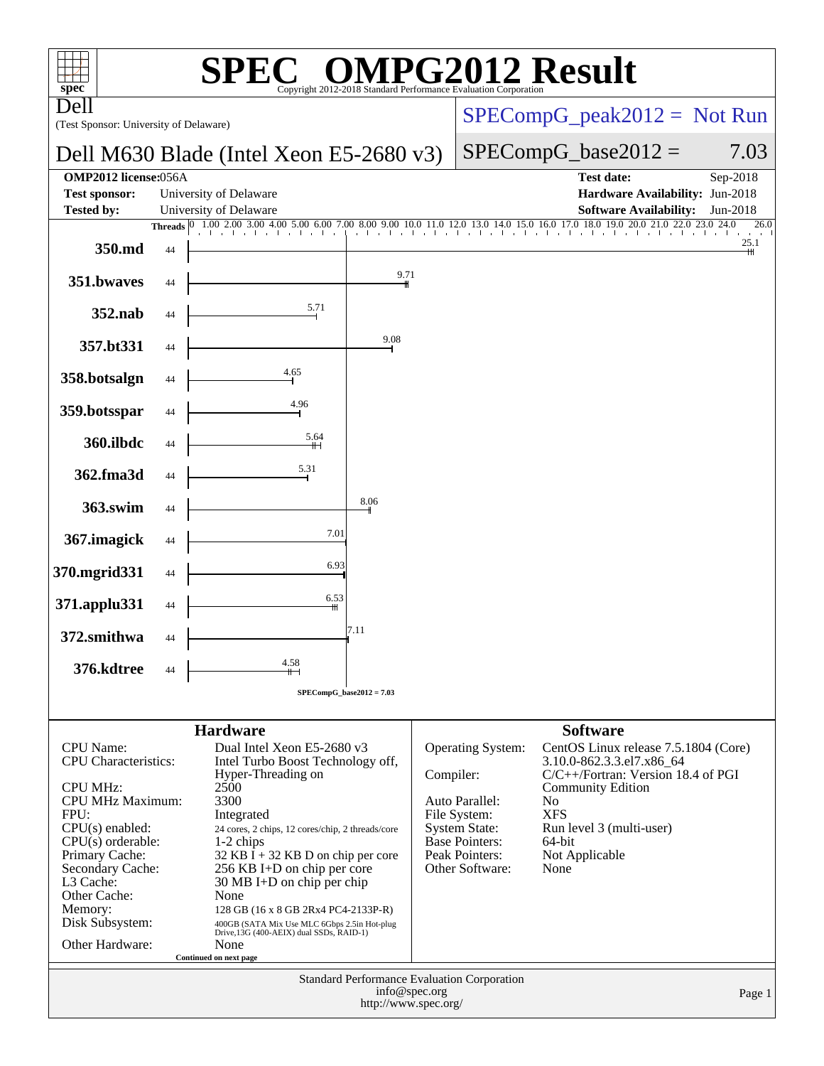# SPEC® OMPG2012 Result

Copyright 2012-2018 Standard Performance Evaluation Corporation

**Dell**

(Test Sponsor: University of Delaware)

**Dell M630 Blade (Intel Xeon E5-2680 v3)**

SPECompG_peak2012 = Not Run

SPECompG_base2012 = 7.03

| | | | |
|---|---|---|---|
| **OMP2012 license:** | 056A | **Test date:** | Sep-2018 |
| **Test sponsor:** | University of Delaware | **Hardware Availability:** | Jun-2018 |
| **Tested by:** | University of Delaware | **Software Availability:** | Jun-2018 |

| Benchmark | Threads | Base Ratio |
|---|---|---|
| 350.md | 44 | 25.1 |
| 351.bwaves | 44 | 9.71 |
| 352.nab | 44 | 5.71 |
| 357.bt331 | 44 | 9.08 |
| 358.botsalgn | 44 | 4.65 |
| 359.botsspar | 44 | 4.96 |
| 360.ilbdc | 44 | 5.64 |
| 362.fma3d | 44 | 5.31 |
| 363.swim | 44 | 8.06 |
| 367.imagick | 44 | 7.01 |
| 370.mgrid331 | 44 | 6.93 |
| 371.applu331 | 44 | 6.53 |
| 372.smithwa | 44 | 7.11 |
| 376.kdtree | 44 | 4.58 |

SPECompG_base2012 = 7.03

## Hardware

| | |
|---|---|
| CPU Name: | Dual Intel Xeon E5-2680 v3 |
| CPU Characteristics: | Intel Turbo Boost Technology off, Hyper-Threading on |
| CPU MHz: | 2500 |
| CPU MHz Maximum: | 3300 |
| FPU: | Integrated |
| CPU(s) enabled: | 24 cores, 2 chips, 12 cores/chip, 2 threads/core |
| CPU(s) orderable: | 1-2 chips |
| Primary Cache: | 32 KB I + 32 KB D on chip per core |
| Secondary Cache: | 256 KB I+D on chip per core |
| L3 Cache: | 30 MB I+D on chip per chip |
| Other Cache: | None |
| Memory: | 128 GB (16 x 8 GB 2Rx4 PC4-2133P-R) |
| Disk Subsystem: | 400GB (SATA Mix Use MLC 6Gbps 2.5in Hot-plug Drive,13G (400-AEIX) dual SSDs, RAID-1) |
| Other Hardware: | None |

Continued on next page

## Software

| | |
|---|---|
| Operating System: | CentOS Linux release 7.5.1804 (Core) 3.10.0-862.3.3.el7.x86_64 |
| Compiler: | C/C++/Fortran: Version 18.4 of PGI Community Edition |
| Auto Parallel: | No |
| File System: | XFS |
| System State: | Run level 3 (multi-user) |
| Base Pointers: | 64-bit |
| Peak Pointers: | Not Applicable |
| Other Software: | None |

Standard Performance Evaluation Corporation
info@spec.org
http://www.spec.org/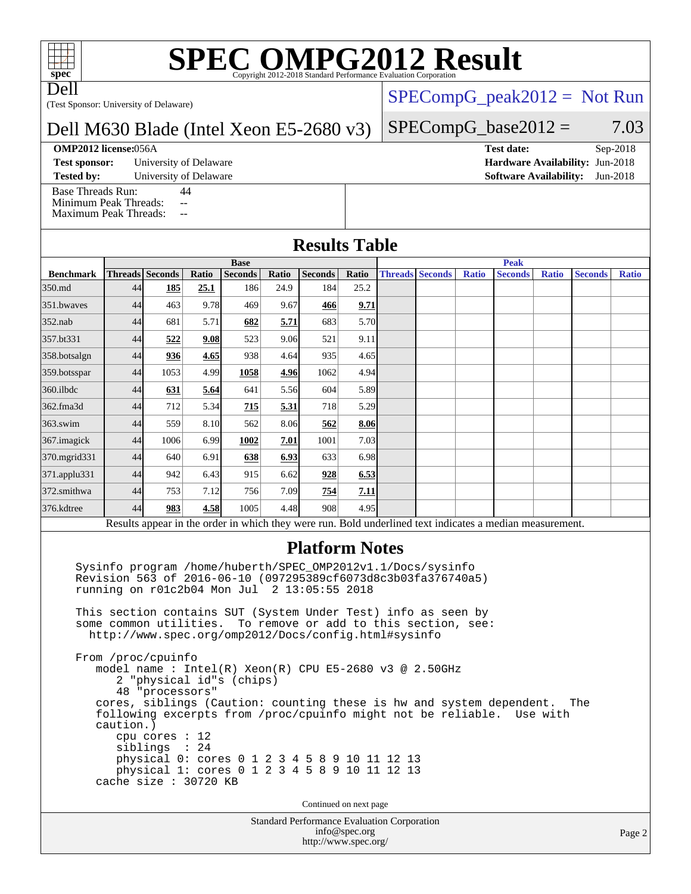# SPEC OMPG2012 Result

Copyright 2012-2018 Standard Performance Evaluation Corporation

Dell

(Test Sponsor: University of Delaware)

Dell M630 Blade (Intel Xeon E5-2680 v3)

SPECompG_peak2012 = Not Run

SPECompG_base2012 = 7.03

**OMP2012 license:** 056A

**Test sponsor:** University of Delaware

**Tested by:** University of Delaware

**Test date:** Sep-2018

**Hardware Availability:** Jun-2018

**Software Availability:** Jun-2018

Base Threads Run: 44
Minimum Peak Threads: --
Maximum Peak Threads: --

## Results Table

| Benchmark | Base | | | | | | | Peak | | | | | | |
|---|---|---|---|---|---|---|---|---|---|---|---|---|---|---|
| | Threads | Seconds | Ratio | Seconds | Ratio | Seconds | Ratio | Threads | Seconds | Ratio | Seconds | Ratio | Seconds | Ratio |
| 350.md | 44 | **185** | **25.1** | 186 | 24.9 | 184 | 25.2 | | | | | | | |
| 351.bwaves | 44 | 463 | 9.78 | 469 | 9.67 | **466** | **9.71** | | | | | | | |
| 352.nab | 44 | 681 | 5.71 | **682** | **5.71** | 683 | 5.70 | | | | | | | |
| 357.bt331 | 44 | **522** | **9.08** | 523 | 9.06 | 521 | 9.11 | | | | | | | |
| 358.botsalgn | 44 | **936** | **4.65** | 938 | 4.64 | 935 | 4.65 | | | | | | | |
| 359.botsspar | 44 | 1053 | 4.99 | **1058** | **4.96** | 1062 | 4.94 | | | | | | | |
| 360.ilbdc | 44 | **631** | **5.64** | 641 | 5.56 | 604 | 5.89 | | | | | | | |
| 362.fma3d | 44 | 712 | 5.34 | **715** | **5.31** | 718 | 5.29 | | | | | | | |
| 363.swim | 44 | 559 | 8.10 | 562 | 8.06 | **562** | **8.06** | | | | | | | |
| 367.imagick | 44 | 1006 | 6.99 | **1002** | **7.01** | 1001 | 7.03 | | | | | | | |
| 370.mgrid331 | 44 | 640 | 6.91 | **638** | **6.93** | 633 | 6.98 | | | | | | | |
| 371.applu331 | 44 | 942 | 6.43 | 915 | 6.62 | **928** | **6.53** | | | | | | | |
| 372.smithwa | 44 | 753 | 7.12 | 756 | 7.09 | **754** | **7.11** | | | | | | | |
| 376.kdtree | 44 | **983** | **4.58** | 1005 | 4.48 | 908 | 4.95 | | | | | | | |

Results appear in the order in which they were run. Bold underlined text indicates a median measurement.

## Platform Notes

```
Sysinfo program /home/huberth/SPEC_OMP2012v1.1/Docs/sysinfo
Revision 563 of 2016-06-10 (097295389cf6073d8c3b03fa376740a5)
running on r01c2b04 Mon Jul  2 13:05:55 2018

This section contains SUT (System Under Test) info as seen by
some common utilities.  To remove or add to this section, see:
  http://www.spec.org/omp2012/Docs/config.html#sysinfo

From /proc/cpuinfo
   model name : Intel(R) Xeon(R) CPU E5-2680 v3 @ 2.50GHz
      2 "physical id"s (chips)
      48 "processors"
   cores, siblings (Caution: counting these is hw and system dependent.  The
   following excerpts from /proc/cpuinfo might not be reliable.  Use with
   caution.)
      cpu cores : 12
      siblings  : 24
      physical 0: cores 0 1 2 3 4 5 8 9 10 11 12 13
      physical 1: cores 0 1 2 3 4 5 8 9 10 11 12 13
   cache size : 30720 KB
```

Continued on next page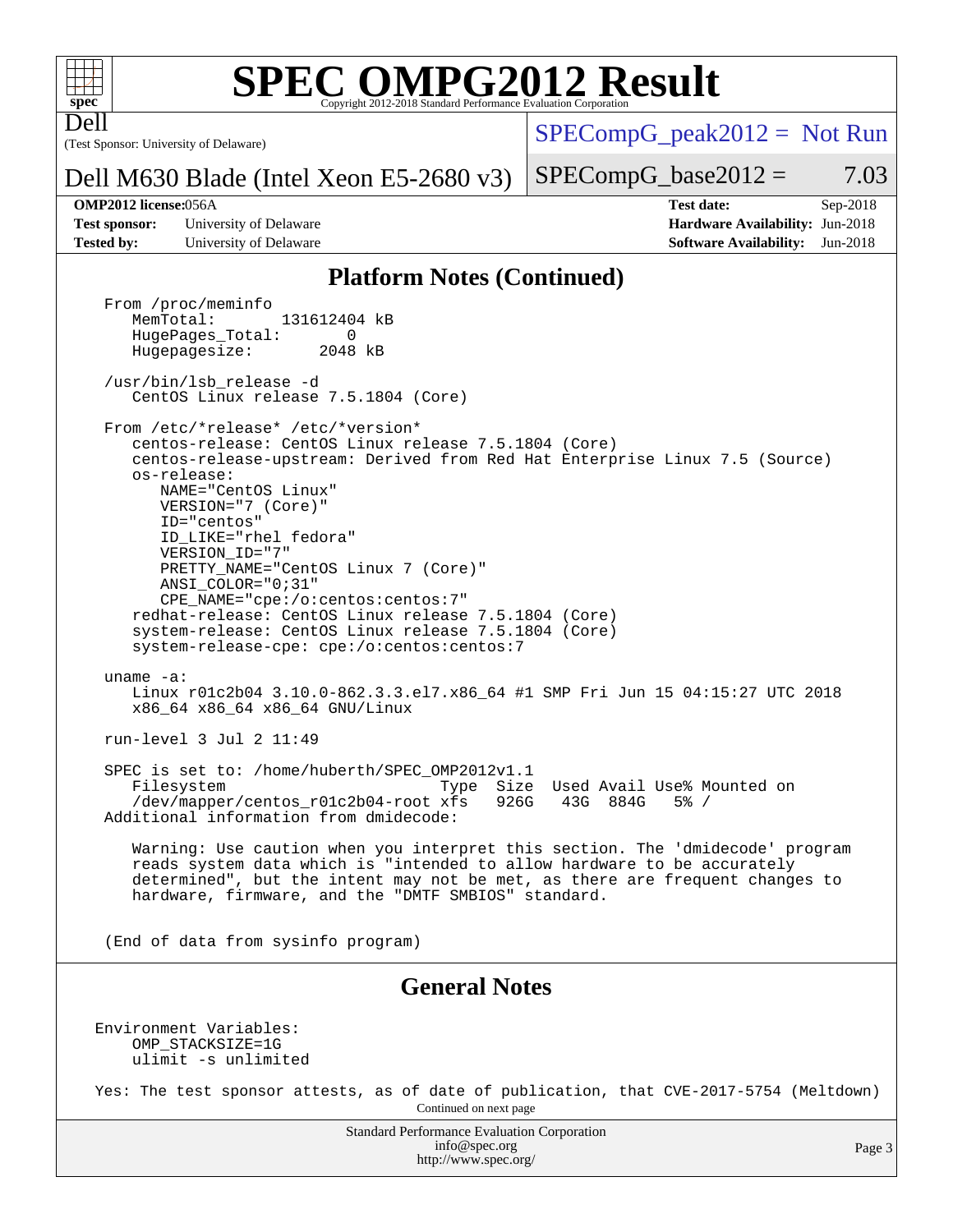## Platform Notes (Continued)

```
From /proc/meminfo
   MemTotal:       131612404 kB
   HugePages_Total:       0
   Hugepagesize:       2048 kB

/usr/bin/lsb_release -d
   CentOS Linux release 7.5.1804 (Core)

From /etc/*release* /etc/*version*
   centos-release: CentOS Linux release 7.5.1804 (Core)
   centos-release-upstream: Derived from Red Hat Enterprise Linux 7.5 (Source)
   os-release:
      NAME="CentOS Linux"
      VERSION="7 (Core)"
      ID="centos"
      ID_LIKE="rhel fedora"
      VERSION_ID="7"
      PRETTY_NAME="CentOS Linux 7 (Core)"
      ANSI_COLOR="0;31"
      CPE_NAME="cpe:/o:centos:centos:7"
   redhat-release: CentOS Linux release 7.5.1804 (Core)
   system-release: CentOS Linux release 7.5.1804 (Core)
   system-release-cpe: cpe:/o:centos:centos:7

uname -a:
   Linux r01c2b04 3.10.0-862.3.3.el7.x86_64 #1 SMP Fri Jun 15 04:15:27 UTC 2018
   x86_64 x86_64 x86_64 GNU/Linux

run-level 3 Jul 2 11:49

SPEC is set to: /home/huberth/SPEC_OMP2012v1.1
   Filesystem                          Type  Size  Used Avail Use% Mounted on
   /dev/mapper/centos_r01c2b04-root xfs   926G   43G  884G   5% /
Additional information from dmidecode:

   Warning: Use caution when you interpret this section. The 'dmidecode' program
   reads system data which is "intended to allow hardware to be accurately
   determined", but the intent may not be met, as there are frequent changes to
   hardware, firmware, and the "DMTF SMBIOS" standard.

(End of data from sysinfo program)
```

## General Notes

```
Environment Variables:
    OMP_STACKSIZE=1G
    ulimit -s unlimited

Yes: The test sponsor attests, as of date of publication, that CVE-2017-5754 (Meltdown)
```

Continued on next page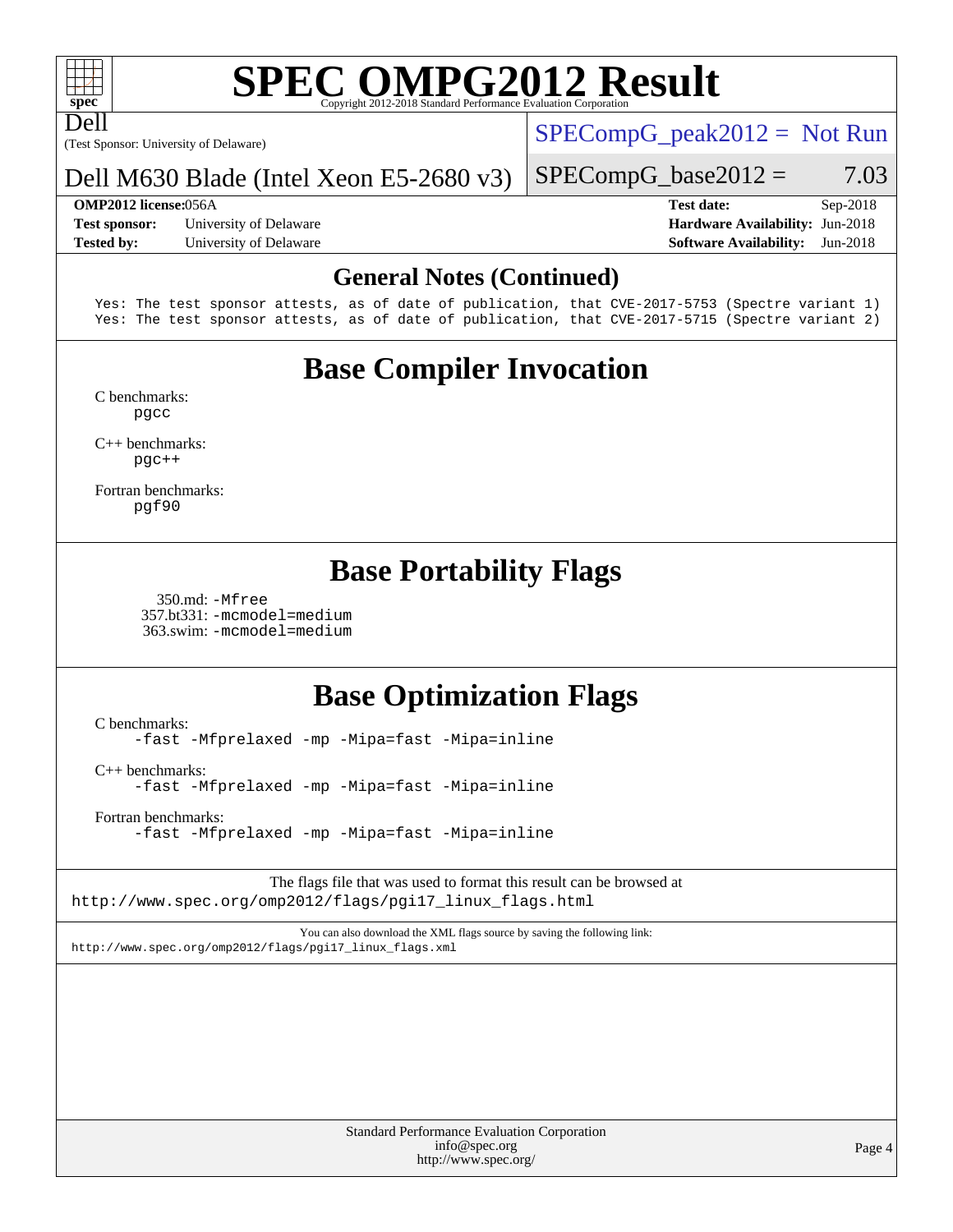## General Notes (Continued)

```
Yes: The test sponsor attests, as of date of publication, that CVE-2017-5753 (Spectre variant 1)
Yes: The test sponsor attests, as of date of publication, that CVE-2017-5715 (Spectre variant 2)
```

## Base Compiler Invocation

C benchmarks:
pgcc

C++ benchmarks:
pgc++

Fortran benchmarks:
pgf90

## Base Portability Flags

350.md: -Mfree
357.bt331: -mcmodel=medium
363.swim: -mcmodel=medium

## Base Optimization Flags

C benchmarks:
-fast -Mfprelaxed -mp -Mipa=fast -Mipa=inline

C++ benchmarks:
-fast -Mfprelaxed -mp -Mipa=fast -Mipa=inline

Fortran benchmarks:
-fast -Mfprelaxed -mp -Mipa=fast -Mipa=inline

The flags file that was used to format this result can be browsed at
http://www.spec.org/omp2012/flags/pgi17_linux_flags.html

You can also download the XML flags source by saving the following link:
http://www.spec.org/omp2012/flags/pgi17_linux_flags.xml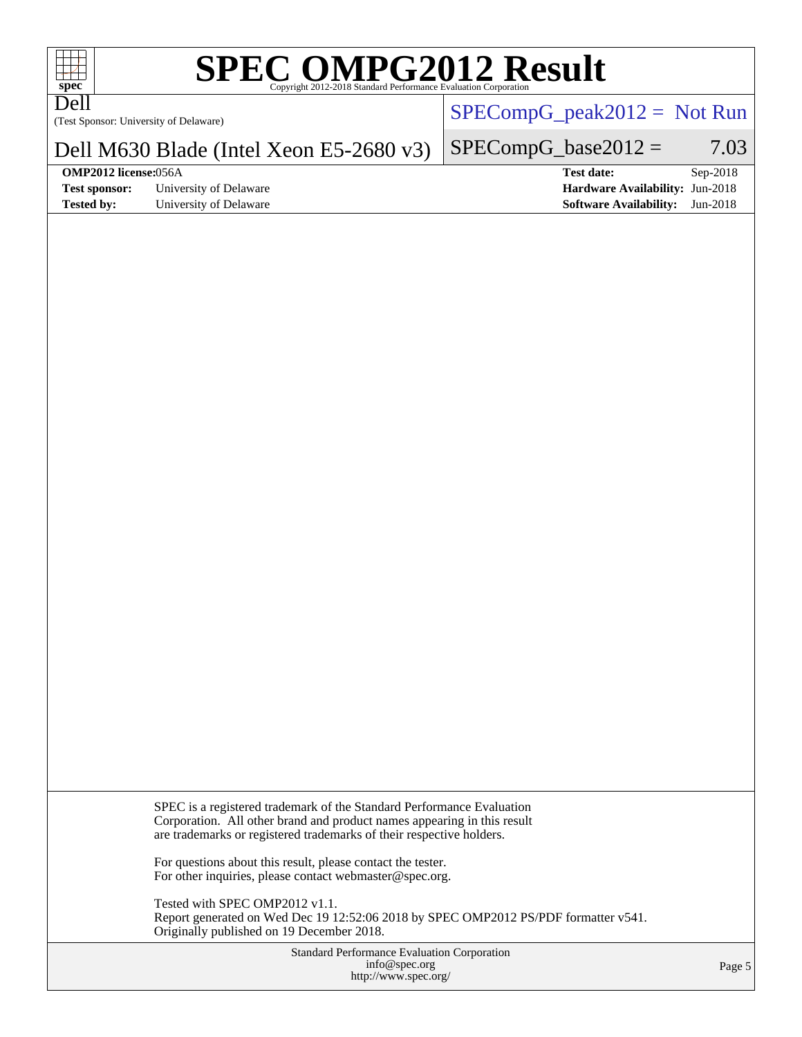SPEC is a registered trademark of the Standard Performance Evaluation Corporation. All other brand and product names appearing in this result are trademarks or registered trademarks of their respective holders.

For questions about this result, please contact the tester.
For other inquiries, please contact webmaster@spec.org.

Tested with SPEC OMP2012 v1.1.
Report generated on Wed Dec 19 12:52:06 2018 by SPEC OMP2012 PS/PDF formatter v541.
Originally published on 19 December 2018.